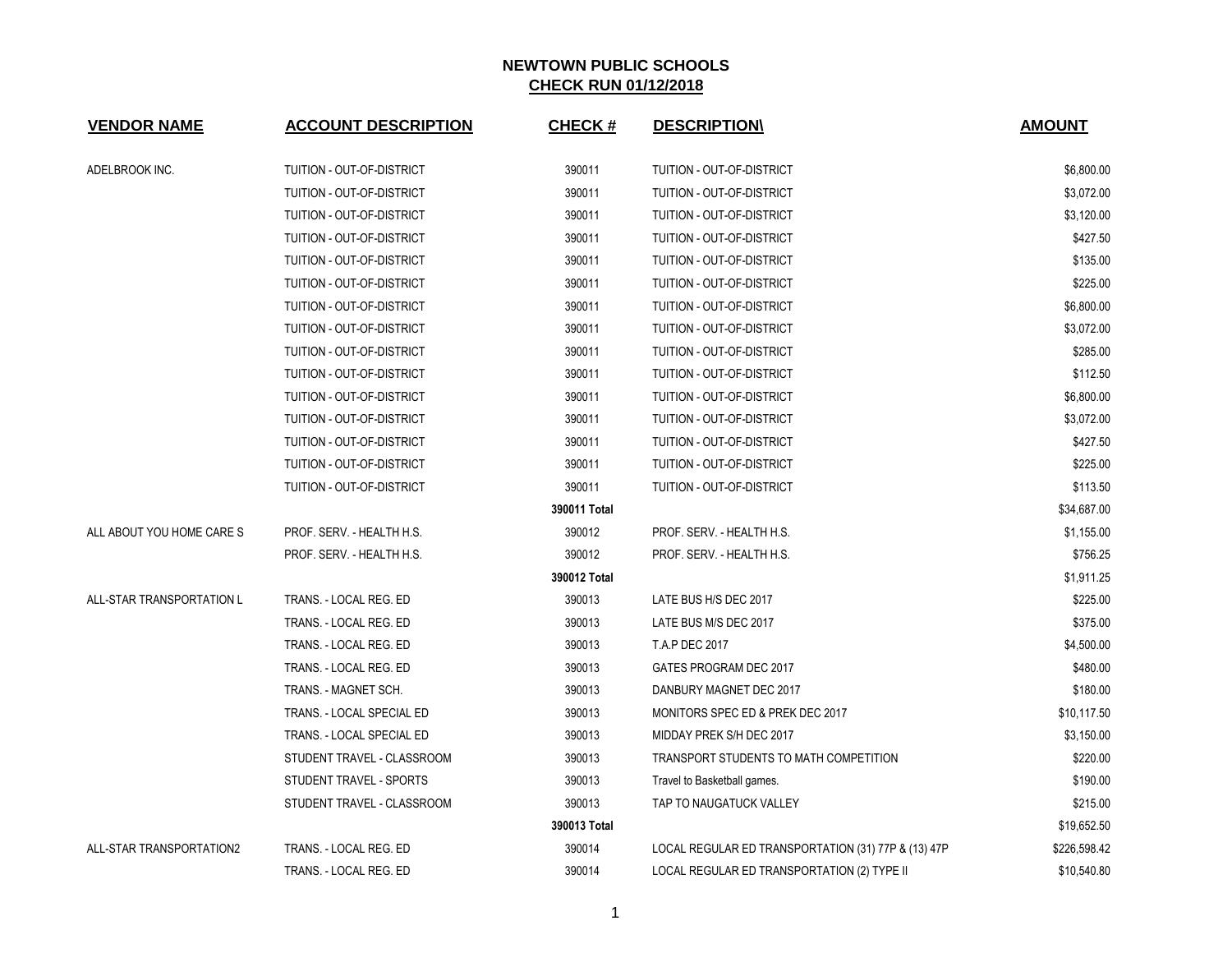# NEWTOWN PUBLIC SCHOOLS

## CHECK RUN 01/12/2018

| VENDOR NAME | ACCOUNT DESCRIPTION | CHECK # | DESCRIPTION\ | AMOUNT |
|---|---|---|---|---|
| ADELBROOK INC. | TUITION - OUT-OF-DISTRICT | 390011 | TUITION - OUT-OF-DISTRICT | $6,800.00 |
| | TUITION - OUT-OF-DISTRICT | 390011 | TUITION - OUT-OF-DISTRICT | $3,072.00 |
| | TUITION - OUT-OF-DISTRICT | 390011 | TUITION - OUT-OF-DISTRICT | $3,120.00 |
| | TUITION - OUT-OF-DISTRICT | 390011 | TUITION - OUT-OF-DISTRICT | $427.50 |
| | TUITION - OUT-OF-DISTRICT | 390011 | TUITION - OUT-OF-DISTRICT | $135.00 |
| | TUITION - OUT-OF-DISTRICT | 390011 | TUITION - OUT-OF-DISTRICT | $225.00 |
| | TUITION - OUT-OF-DISTRICT | 390011 | TUITION - OUT-OF-DISTRICT | $6,800.00 |
| | TUITION - OUT-OF-DISTRICT | 390011 | TUITION - OUT-OF-DISTRICT | $3,072.00 |
| | TUITION - OUT-OF-DISTRICT | 390011 | TUITION - OUT-OF-DISTRICT | $285.00 |
| | TUITION - OUT-OF-DISTRICT | 390011 | TUITION - OUT-OF-DISTRICT | $112.50 |
| | TUITION - OUT-OF-DISTRICT | 390011 | TUITION - OUT-OF-DISTRICT | $6,800.00 |
| | TUITION - OUT-OF-DISTRICT | 390011 | TUITION - OUT-OF-DISTRICT | $3,072.00 |
| | TUITION - OUT-OF-DISTRICT | 390011 | TUITION - OUT-OF-DISTRICT | $427.50 |
| | TUITION - OUT-OF-DISTRICT | 390011 | TUITION - OUT-OF-DISTRICT | $225.00 |
| | TUITION - OUT-OF-DISTRICT | 390011 | TUITION - OUT-OF-DISTRICT | $113.50 |
| | | **390011 Total** | | $34,687.00 |
| ALL ABOUT YOU HOME CARE S | PROF. SERV. - HEALTH H.S. | 390012 | PROF. SERV. - HEALTH H.S. | $1,155.00 |
| | PROF. SERV. - HEALTH H.S. | 390012 | PROF. SERV. - HEALTH H.S. | $756.25 |
| | | **390012 Total** | | $1,911.25 |
| ALL-STAR TRANSPORTATION L | TRANS. - LOCAL REG. ED | 390013 | LATE BUS H/S DEC 2017 | $225.00 |
| | TRANS. - LOCAL REG. ED | 390013 | LATE BUS M/S DEC 2017 | $375.00 |
| | TRANS. - LOCAL REG. ED | 390013 | T.A.P DEC 2017 | $4,500.00 |
| | TRANS. - LOCAL REG. ED | 390013 | GATES PROGRAM DEC 2017 | $480.00 |
| | TRANS. - MAGNET SCH. | 390013 | DANBURY MAGNET DEC 2017 | $180.00 |
| | TRANS. - LOCAL SPECIAL ED | 390013 | MONITORS SPEC ED & PREK DEC 2017 | $10,117.50 |
| | TRANS. - LOCAL SPECIAL ED | 390013 | MIDDAY PREK S/H DEC 2017 | $3,150.00 |
| | STUDENT TRAVEL - CLASSROOM | 390013 | TRANSPORT STUDENTS TO MATH COMPETITION | $220.00 |
| | STUDENT TRAVEL - SPORTS | 390013 | Travel to Basketball games. | $190.00 |
| | STUDENT TRAVEL - CLASSROOM | 390013 | TAP TO NAUGATUCK VALLEY | $215.00 |
| | | **390013 Total** | | $19,652.50 |
| ALL-STAR TRANSPORTATION2 | TRANS. - LOCAL REG. ED | 390014 | LOCAL REGULAR ED TRANSPORTATION (31) 77P & (13) 47P | $226,598.42 |
| | TRANS. - LOCAL REG. ED | 390014 | LOCAL REGULAR ED TRANSPORTATION (2) TYPE II | $10,540.80 |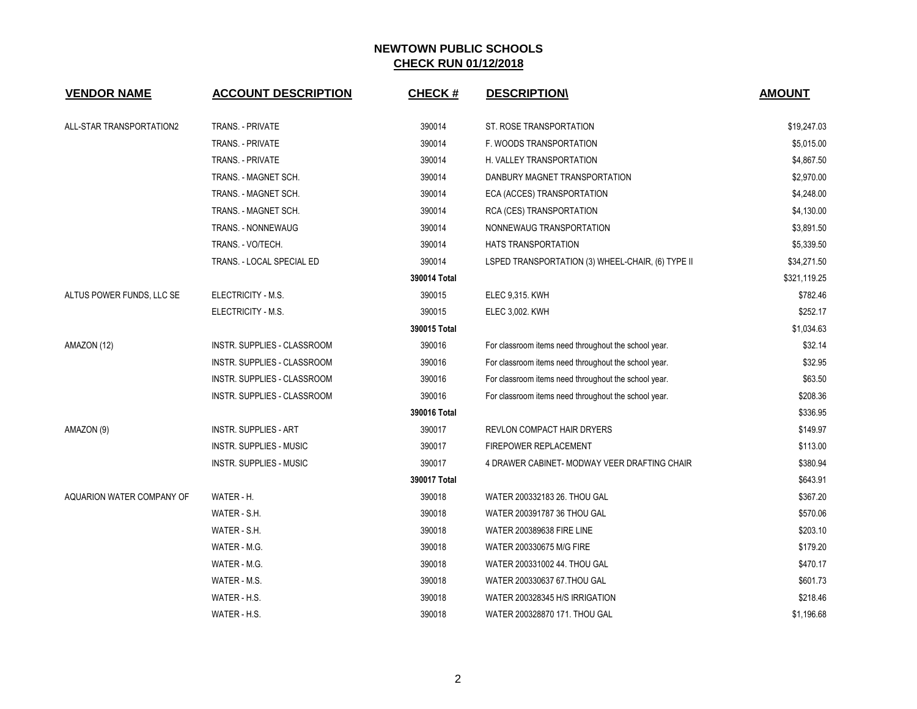# NEWTOWN PUBLIC SCHOOLS

## CHECK RUN 01/12/2018

| VENDOR NAME | ACCOUNT DESCRIPTION | CHECK # | DESCRIPTION\ | AMOUNT |
|---|---|---|---|---|
| ALL-STAR TRANSPORTATION2 | TRANS. - PRIVATE | 390014 | ST. ROSE TRANSPORTATION | $19,247.03 |
| | TRANS. - PRIVATE | 390014 | F. WOODS TRANSPORTATION | $5,015.00 |
| | TRANS. - PRIVATE | 390014 | H. VALLEY TRANSPORTATION | $4,867.50 |
| | TRANS. - MAGNET SCH. | 390014 | DANBURY MAGNET TRANSPORTATION | $2,970.00 |
| | TRANS. - MAGNET SCH. | 390014 | ECA (ACCES) TRANSPORTATION | $4,248.00 |
| | TRANS. - MAGNET SCH. | 390014 | RCA (CES) TRANSPORTATION | $4,130.00 |
| | TRANS. - NONNEWAUG | 390014 | NONNEWAUG TRANSPORTATION | $3,891.50 |
| | TRANS. - VO/TECH. | 390014 | HATS TRANSPORTATION | $5,339.50 |
| | TRANS. - LOCAL SPECIAL ED | 390014 | LSPED TRANSPORTATION (3) WHEEL-CHAIR, (6) TYPE II | $34,271.50 |
| | | **390014 Total** | | $321,119.25 |
| ALTUS POWER FUNDS, LLC SE | ELECTRICITY - M.S. | 390015 | ELEC 9,315. KWH | $782.46 |
| | ELECTRICITY - M.S. | 390015 | ELEC 3,002. KWH | $252.17 |
| | | **390015 Total** | | $1,034.63 |
| AMAZON (12) | INSTR. SUPPLIES - CLASSROOM | 390016 | For classroom items need throughout the school year. | $32.14 |
| | INSTR. SUPPLIES - CLASSROOM | 390016 | For classroom items need throughout the school year. | $32.95 |
| | INSTR. SUPPLIES - CLASSROOM | 390016 | For classroom items need throughout the school year. | $63.50 |
| | INSTR. SUPPLIES - CLASSROOM | 390016 | For classroom items need throughout the school year. | $208.36 |
| | | **390016 Total** | | $336.95 |
| AMAZON (9) | INSTR. SUPPLIES - ART | 390017 | REVLON COMPACT HAIR DRYERS | $149.97 |
| | INSTR. SUPPLIES - MUSIC | 390017 | FIREPOWER REPLACEMENT | $113.00 |
| | INSTR. SUPPLIES - MUSIC | 390017 | 4 DRAWER CABINET- MODWAY VEER DRAFTING CHAIR | $380.94 |
| | | **390017 Total** | | $643.91 |
| AQUARION WATER COMPANY OF | WATER - H. | 390018 | WATER 200332183 26. THOU GAL | $367.20 |
| | WATER - S.H. | 390018 | WATER 200391787 36 THOU GAL | $570.06 |
| | WATER - S.H. | 390018 | WATER 200389638 FIRE LINE | $203.10 |
| | WATER - M.G. | 390018 | WATER 200330675 M/G FIRE | $179.20 |
| | WATER - M.G. | 390018 | WATER 200331002 44. THOU GAL | $470.17 |
| | WATER - M.S. | 390018 | WATER 200330637 67.THOU GAL | $601.73 |
| | WATER - H.S. | 390018 | WATER 200328345 H/S IRRIGATION | $218.46 |
| | WATER - H.S. | 390018 | WATER 200328870 171. THOU GAL | $1,196.68 |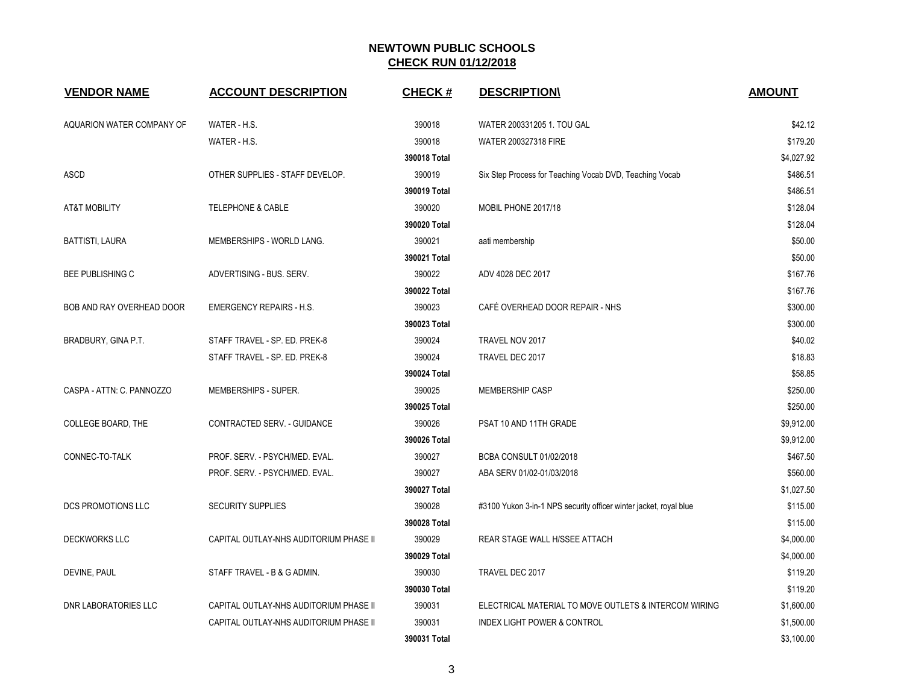# NEWTOWN PUBLIC SCHOOLS

## CHECK RUN 01/12/2018

| VENDOR NAME | ACCOUNT DESCRIPTION | CHECK # | DESCRIPTION\ | AMOUNT |
|---|---|---|---|---|
| AQUARION WATER COMPANY OF | WATER - H.S. | 390018 | WATER 200331205 1. TOU GAL | $42.12 |
| | WATER - H.S. | 390018 | WATER 200327318 FIRE | $179.20 |
| | | 390018 Total | | $4,027.92 |
| ASCD | OTHER SUPPLIES - STAFF DEVELOP. | 390019 | Six Step Process for Teaching Vocab DVD, Teaching Vocab | $486.51 |
| | | 390019 Total | | $486.51 |
| AT&T MOBILITY | TELEPHONE & CABLE | 390020 | MOBIL PHONE 2017/18 | $128.04 |
| | | 390020 Total | | $128.04 |
| BATTISTI, LAURA | MEMBERSHIPS - WORLD LANG. | 390021 | aati membership | $50.00 |
| | | 390021 Total | | $50.00 |
| BEE PUBLISHING C | ADVERTISING - BUS. SERV. | 390022 | ADV 4028 DEC 2017 | $167.76 |
| | | 390022 Total | | $167.76 |
| BOB AND RAY OVERHEAD DOOR | EMERGENCY REPAIRS - H.S. | 390023 | CAFÉ OVERHEAD DOOR REPAIR - NHS | $300.00 |
| | | 390023 Total | | $300.00 |
| BRADBURY, GINA P.T. | STAFF TRAVEL - SP. ED. PREK-8 | 390024 | TRAVEL NOV 2017 | $40.02 |
| | STAFF TRAVEL - SP. ED. PREK-8 | 390024 | TRAVEL DEC 2017 | $18.83 |
| | | 390024 Total | | $58.85 |
| CASPA - ATTN: C. PANNOZZO | MEMBERSHIPS - SUPER. | 390025 | MEMBERSHIP CASP | $250.00 |
| | | 390025 Total | | $250.00 |
| COLLEGE BOARD, THE | CONTRACTED SERV. - GUIDANCE | 390026 | PSAT 10 AND 11TH GRADE | $9,912.00 |
| | | 390026 Total | | $9,912.00 |
| CONNEC-TO-TALK | PROF. SERV. - PSYCH/MED. EVAL. | 390027 | BCBA CONSULT 01/02/2018 | $467.50 |
| | PROF. SERV. - PSYCH/MED. EVAL. | 390027 | ABA SERV 01/02-01/03/2018 | $560.00 |
| | | 390027 Total | | $1,027.50 |
| DCS PROMOTIONS LLC | SECURITY SUPPLIES | 390028 | #3100 Yukon 3-in-1 NPS security officer winter jacket, royal blue | $115.00 |
| | | 390028 Total | | $115.00 |
| DECKWORKS LLC | CAPITAL OUTLAY-NHS AUDITORIUM PHASE II | 390029 | REAR STAGE WALL H/SSEE ATTACH | $4,000.00 |
| | | 390029 Total | | $4,000.00 |
| DEVINE, PAUL | STAFF TRAVEL - B & G ADMIN. | 390030 | TRAVEL DEC 2017 | $119.20 |
| | | 390030 Total | | $119.20 |
| DNR LABORATORIES LLC | CAPITAL OUTLAY-NHS AUDITORIUM PHASE II | 390031 | ELECTRICAL MATERIAL TO MOVE OUTLETS & INTERCOM WIRING | $1,600.00 |
| | CAPITAL OUTLAY-NHS AUDITORIUM PHASE II | 390031 | INDEX LIGHT POWER & CONTROL | $1,500.00 |
| | | 390031 Total | | $3,100.00 |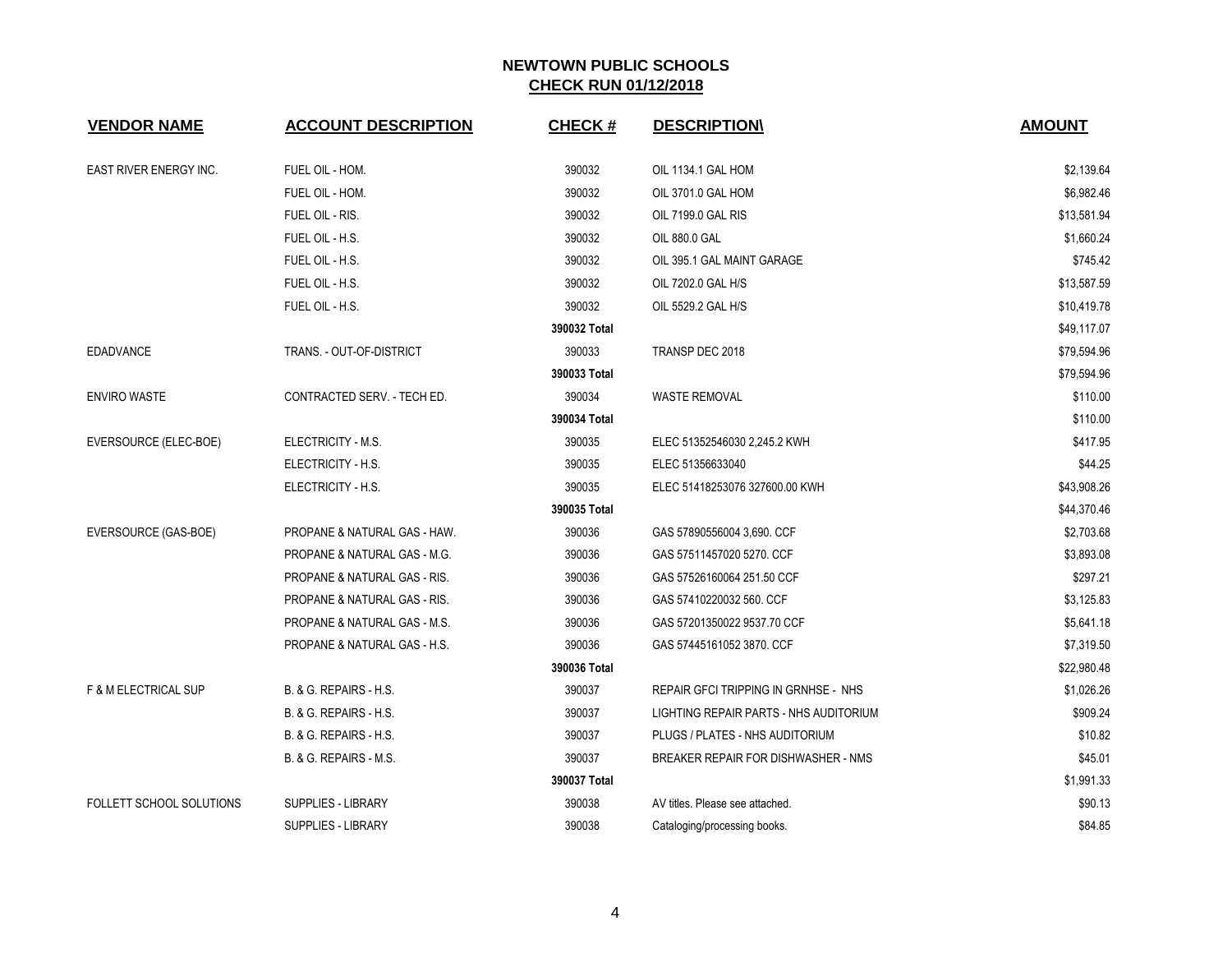# NEWTOWN PUBLIC SCHOOLS

## CHECK RUN 01/12/2018

| VENDOR NAME | ACCOUNT DESCRIPTION | CHECK # | DESCRIPTION\ | AMOUNT |
|---|---|---|---|---|
| EAST RIVER ENERGY INC. | FUEL OIL - HOM. | 390032 | OIL 1134.1 GAL HOM | $2,139.64 |
| | FUEL OIL - HOM. | 390032 | OIL 3701.0 GAL HOM | $6,982.46 |
| | FUEL OIL - RIS. | 390032 | OIL 7199.0 GAL RIS | $13,581.94 |
| | FUEL OIL - H.S. | 390032 | OIL 880.0 GAL | $1,660.24 |
| | FUEL OIL - H.S. | 390032 | OIL 395.1 GAL MAINT GARAGE | $745.42 |
| | FUEL OIL - H.S. | 390032 | OIL 7202.0 GAL H/S | $13,587.59 |
| | FUEL OIL - H.S. | 390032 | OIL 5529.2 GAL H/S | $10,419.78 |
| | | **390032 Total** | | $49,117.07 |
| EDADVANCE | TRANS. - OUT-OF-DISTRICT | 390033 | TRANSP DEC 2018 | $79,594.96 |
| | | **390033 Total** | | $79,594.96 |
| ENVIRO WASTE | CONTRACTED SERV. - TECH ED. | 390034 | WASTE REMOVAL | $110.00 |
| | | **390034 Total** | | $110.00 |
| EVERSOURCE (ELEC-BOE) | ELECTRICITY - M.S. | 390035 | ELEC 51352546030 2,245.2 KWH | $417.95 |
| | ELECTRICITY - H.S. | 390035 | ELEC 51356633040 | $44.25 |
| | ELECTRICITY - H.S. | 390035 | ELEC 51418253076 327600.00 KWH | $43,908.26 |
| | | **390035 Total** | | $44,370.46 |
| EVERSOURCE (GAS-BOE) | PROPANE & NATURAL GAS - HAW. | 390036 | GAS 57890556004 3,690. CCF | $2,703.68 |
| | PROPANE & NATURAL GAS - M.G. | 390036 | GAS 57511457020 5270. CCF | $3,893.08 |
| | PROPANE & NATURAL GAS - RIS. | 390036 | GAS 57526160064 251.50 CCF | $297.21 |
| | PROPANE & NATURAL GAS - RIS. | 390036 | GAS 57410220032 560. CCF | $3,125.83 |
| | PROPANE & NATURAL GAS - M.S. | 390036 | GAS 57201350022 9537.70 CCF | $5,641.18 |
| | PROPANE & NATURAL GAS - H.S. | 390036 | GAS 57445161052 3870. CCF | $7,319.50 |
| | | **390036 Total** | | $22,980.48 |
| F & M ELECTRICAL SUP | B. & G. REPAIRS - H.S. | 390037 | REPAIR GFCI TRIPPING IN GRNHSE - NHS | $1,026.26 |
| | B. & G. REPAIRS - H.S. | 390037 | LIGHTING REPAIR PARTS - NHS AUDITORIUM | $909.24 |
| | B. & G. REPAIRS - H.S. | 390037 | PLUGS / PLATES - NHS AUDITORIUM | $10.82 |
| | B. & G. REPAIRS - M.S. | 390037 | BREAKER REPAIR FOR DISHWASHER - NMS | $45.01 |
| | | **390037 Total** | | $1,991.33 |
| FOLLETT SCHOOL SOLUTIONS | SUPPLIES - LIBRARY | 390038 | AV titles. Please see attached. | $90.13 |
| | SUPPLIES - LIBRARY | 390038 | Cataloging/processing books. | $84.85 |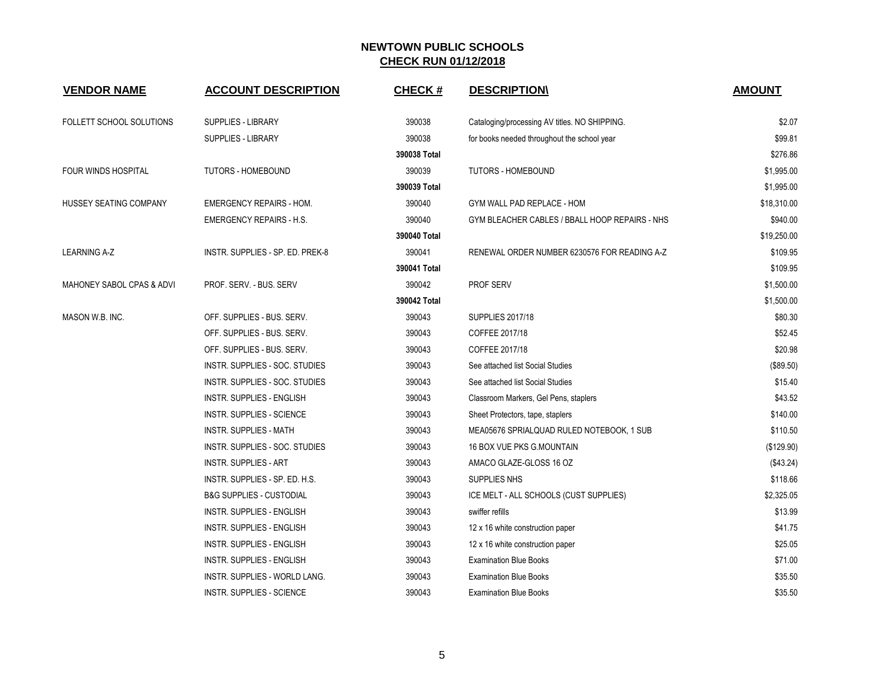# NEWTOWN PUBLIC SCHOOLS
## CHECK RUN 01/12/2018

| VENDOR NAME | ACCOUNT DESCRIPTION | CHECK # | DESCRIPTION\ | AMOUNT |
|---|---|---|---|---|
| FOLLETT SCHOOL SOLUTIONS | SUPPLIES - LIBRARY | 390038 | Cataloging/processing AV titles. NO SHIPPING. | $2.07 |
| | SUPPLIES - LIBRARY | 390038 | for books needed throughout the school year | $99.81 |
| | | **390038 Total** | | $276.86 |
| FOUR WINDS HOSPITAL | TUTORS - HOMEBOUND | 390039 | TUTORS - HOMEBOUND | $1,995.00 |
| | | **390039 Total** | | $1,995.00 |
| HUSSEY SEATING COMPANY | EMERGENCY REPAIRS - HOM. | 390040 | GYM WALL PAD REPLACE - HOM | $18,310.00 |
| | EMERGENCY REPAIRS - H.S. | 390040 | GYM BLEACHER CABLES / BBALL HOOP REPAIRS - NHS | $940.00 |
| | | **390040 Total** | | $19,250.00 |
| LEARNING A-Z | INSTR. SUPPLIES - SP. ED. PREK-8 | 390041 | RENEWAL ORDER NUMBER 6230576 FOR READING A-Z | $109.95 |
| | | **390041 Total** | | $109.95 |
| MAHONEY SABOL CPAS & ADVI | PROF. SERV. - BUS. SERV | 390042 | PROF SERV | $1,500.00 |
| | | **390042 Total** | | $1,500.00 |
| MASON W.B. INC. | OFF. SUPPLIES - BUS. SERV. | 390043 | SUPPLIES 2017/18 | $80.30 |
| | OFF. SUPPLIES - BUS. SERV. | 390043 | COFFEE 2017/18 | $52.45 |
| | OFF. SUPPLIES - BUS. SERV. | 390043 | COFFEE 2017/18 | $20.98 |
| | INSTR. SUPPLIES - SOC. STUDIES | 390043 | See attached list Social Studies | ($89.50) |
| | INSTR. SUPPLIES - SOC. STUDIES | 390043 | See attached list Social Studies | $15.40 |
| | INSTR. SUPPLIES - ENGLISH | 390043 | Classroom Markers, Gel Pens, staplers | $43.52 |
| | INSTR. SUPPLIES - SCIENCE | 390043 | Sheet Protectors, tape, staplers | $140.00 |
| | INSTR. SUPPLIES - MATH | 390043 | MEA05676 SPRIALQUAD RULED NOTEBOOK, 1 SUB | $110.50 |
| | INSTR. SUPPLIES - SOC. STUDIES | 390043 | 16 BOX VUE PKS G.MOUNTAIN | ($129.90) |
| | INSTR. SUPPLIES - ART | 390043 | AMACO GLAZE-GLOSS 16 OZ | ($43.24) |
| | INSTR. SUPPLIES - SP. ED. H.S. | 390043 | SUPPLIES NHS | $118.66 |
| | B&G SUPPLIES - CUSTODIAL | 390043 | ICE MELT - ALL SCHOOLS (CUST SUPPLIES) | $2,325.05 |
| | INSTR. SUPPLIES - ENGLISH | 390043 | swiffer refills | $13.99 |
| | INSTR. SUPPLIES - ENGLISH | 390043 | 12 x 16 white construction paper | $41.75 |
| | INSTR. SUPPLIES - ENGLISH | 390043 | 12 x 16 white construction paper | $25.05 |
| | INSTR. SUPPLIES - ENGLISH | 390043 | Examination Blue Books | $71.00 |
| | INSTR. SUPPLIES - WORLD LANG. | 390043 | Examination Blue Books | $35.50 |
| | INSTR. SUPPLIES - SCIENCE | 390043 | Examination Blue Books | $35.50 |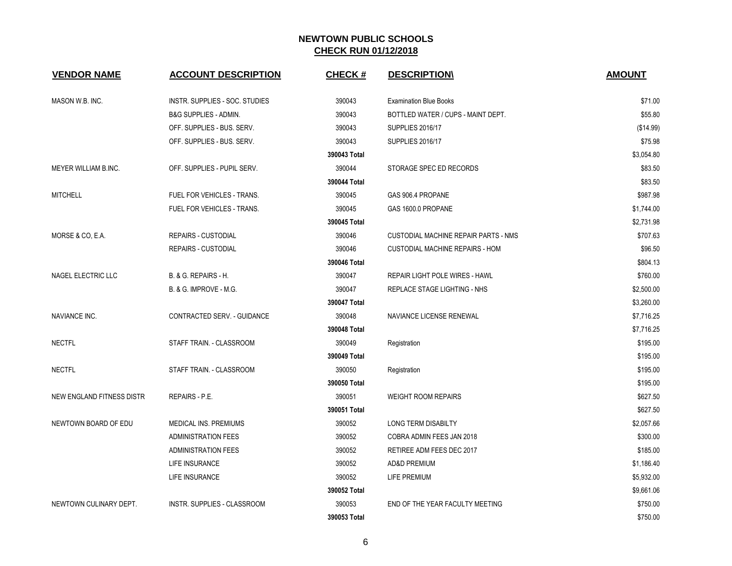## NEWTOWN PUBLIC SCHOOLS
## CHECK RUN 01/12/2018

| VENDOR NAME | ACCOUNT DESCRIPTION | CHECK # | DESCRIPTION\ | AMOUNT |
|---|---|---|---|---|
| MASON W.B. INC. | INSTR. SUPPLIES - SOC. STUDIES | 390043 | Examination Blue Books | $71.00 |
| | B&G SUPPLIES - ADMIN. | 390043 | BOTTLED WATER / CUPS - MAINT DEPT. | $55.80 |
| | OFF. SUPPLIES - BUS. SERV. | 390043 | SUPPLIES 2016/17 | ($14.99) |
| | OFF. SUPPLIES - BUS. SERV. | 390043 | SUPPLIES 2016/17 | $75.98 |
| | | 390043 Total | | $3,054.80 |
| MEYER WILLIAM B.INC. | OFF. SUPPLIES - PUPIL SERV. | 390044 | STORAGE SPEC ED RECORDS | $83.50 |
| | | 390044 Total | | $83.50 |
| MITCHELL | FUEL FOR VEHICLES - TRANS. | 390045 | GAS 906.4 PROPANE | $987.98 |
| | FUEL FOR VEHICLES - TRANS. | 390045 | GAS 1600.0 PROPANE | $1,744.00 |
| | | 390045 Total | | $2,731.98 |
| MORSE & CO, E.A. | REPAIRS - CUSTODIAL | 390046 | CUSTODIAL MACHINE REPAIR PARTS - NMS | $707.63 |
| | REPAIRS - CUSTODIAL | 390046 | CUSTODIAL MACHINE REPAIRS - HOM | $96.50 |
| | | 390046 Total | | $804.13 |
| NAGEL ELECTRIC LLC | B. & G. REPAIRS - H. | 390047 | REPAIR LIGHT POLE WIRES - HAWL | $760.00 |
| | B. & G. IMPROVE - M.G. | 390047 | REPLACE STAGE LIGHTING - NHS | $2,500.00 |
| | | 390047 Total | | $3,260.00 |
| NAVIANCE INC. | CONTRACTED SERV. - GUIDANCE | 390048 | NAVIANCE LICENSE RENEWAL | $7,716.25 |
| | | 390048 Total | | $7,716.25 |
| NECTFL | STAFF TRAIN. - CLASSROOM | 390049 | Registration | $195.00 |
| | | 390049 Total | | $195.00 |
| NECTFL | STAFF TRAIN. - CLASSROOM | 390050 | Registration | $195.00 |
| | | 390050 Total | | $195.00 |
| NEW ENGLAND FITNESS DISTR | REPAIRS - P.E. | 390051 | WEIGHT ROOM REPAIRS | $627.50 |
| | | 390051 Total | | $627.50 |
| NEWTOWN BOARD OF EDU | MEDICAL INS. PREMIUMS | 390052 | LONG TERM DISABILTY | $2,057.66 |
| | ADMINISTRATION FEES | 390052 | COBRA ADMIN FEES JAN 2018 | $300.00 |
| | ADMINISTRATION FEES | 390052 | RETIREE ADM FEES DEC 2017 | $185.00 |
| | LIFE INSURANCE | 390052 | AD&D PREMIUM | $1,186.40 |
| | LIFE INSURANCE | 390052 | LIFE PREMIUM | $5,932.00 |
| | | 390052 Total | | $9,661.06 |
| NEWTOWN CULINARY DEPT. | INSTR. SUPPLIES - CLASSROOM | 390053 | END OF THE YEAR FACULTY MEETING | $750.00 |
| | | 390053 Total | | $750.00 |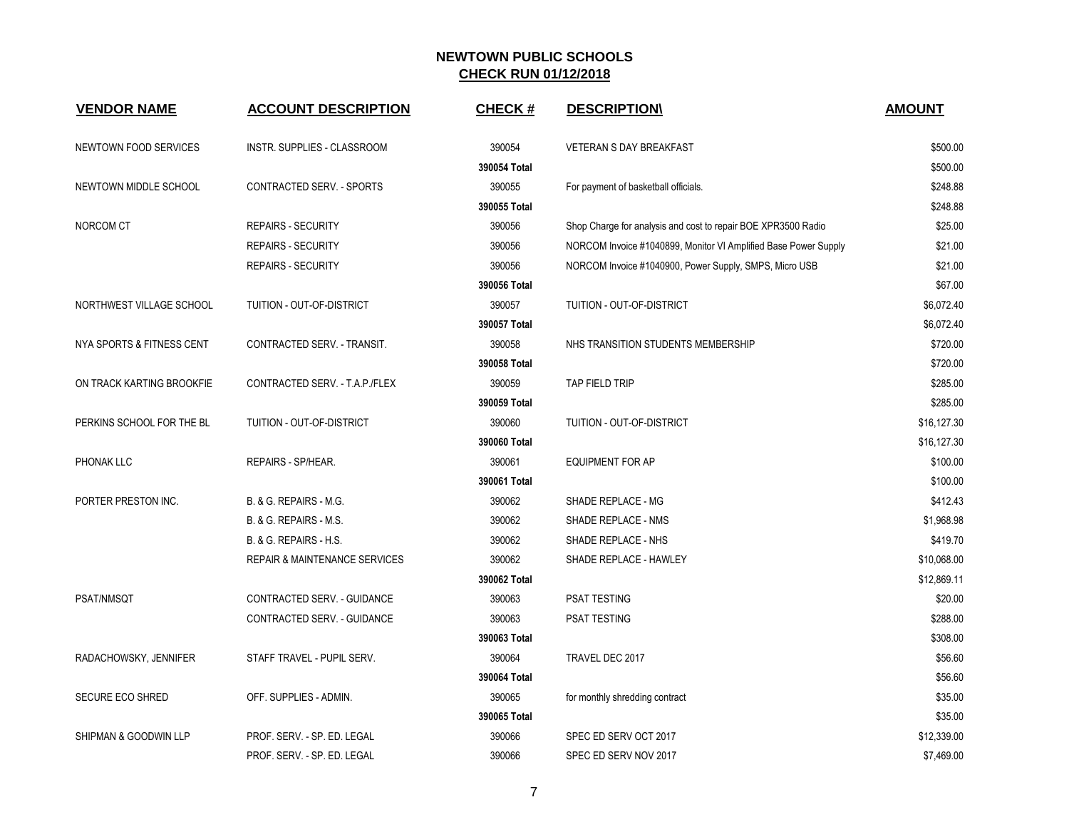## NEWTOWN PUBLIC SCHOOLS
## CHECK RUN 01/12/2018

| VENDOR NAME | ACCOUNT DESCRIPTION | CHECK # | DESCRIPTION\ | AMOUNT |
|---|---|---|---|---|
| NEWTOWN FOOD SERVICES | INSTR. SUPPLIES - CLASSROOM | 390054 | VETERAN S DAY BREAKFAST | $500.00 |
| | | 390054 Total | | $500.00 |
| NEWTOWN MIDDLE SCHOOL | CONTRACTED SERV. - SPORTS | 390055 | For payment of basketball officials. | $248.88 |
| | | 390055 Total | | $248.88 |
| NORCOM CT | REPAIRS - SECURITY | 390056 | Shop Charge for analysis and cost to repair BOE XPR3500 Radio | $25.00 |
| | REPAIRS - SECURITY | 390056 | NORCOM Invoice #1040899, Monitor VI Amplified Base Power Supply | $21.00 |
| | REPAIRS - SECURITY | 390056 | NORCOM Invoice #1040900, Power Supply, SMPS, Micro USB | $21.00 |
| | | 390056 Total | | $67.00 |
| NORTHWEST VILLAGE SCHOOL | TUITION - OUT-OF-DISTRICT | 390057 | TUITION - OUT-OF-DISTRICT | $6,072.40 |
| | | 390057 Total | | $6,072.40 |
| NYA SPORTS & FITNESS CENT | CONTRACTED SERV. - TRANSIT. | 390058 | NHS TRANSITION STUDENTS MEMBERSHIP | $720.00 |
| | | 390058 Total | | $720.00 |
| ON TRACK KARTING BROOKFIE | CONTRACTED SERV. - T.A.P./FLEX | 390059 | TAP FIELD TRIP | $285.00 |
| | | 390059 Total | | $285.00 |
| PERKINS SCHOOL FOR THE BL | TUITION - OUT-OF-DISTRICT | 390060 | TUITION - OUT-OF-DISTRICT | $16,127.30 |
| | | 390060 Total | | $16,127.30 |
| PHONAK LLC | REPAIRS - SP/HEAR. | 390061 | EQUIPMENT FOR AP | $100.00 |
| | | 390061 Total | | $100.00 |
| PORTER PRESTON INC. | B. & G. REPAIRS - M.G. | 390062 | SHADE REPLACE - MG | $412.43 |
| | B. & G. REPAIRS - M.S. | 390062 | SHADE REPLACE - NMS | $1,968.98 |
| | B. & G. REPAIRS - H.S. | 390062 | SHADE REPLACE - NHS | $419.70 |
| | REPAIR & MAINTENANCE SERVICES | 390062 | SHADE REPLACE - HAWLEY | $10,068.00 |
| | | 390062 Total | | $12,869.11 |
| PSAT/NMSQT | CONTRACTED SERV. - GUIDANCE | 390063 | PSAT TESTING | $20.00 |
| | CONTRACTED SERV. - GUIDANCE | 390063 | PSAT TESTING | $288.00 |
| | | 390063 Total | | $308.00 |
| RADACHOWSKY, JENNIFER | STAFF TRAVEL - PUPIL SERV. | 390064 | TRAVEL DEC 2017 | $56.60 |
| | | 390064 Total | | $56.60 |
| SECURE ECO SHRED | OFF. SUPPLIES - ADMIN. | 390065 | for monthly shredding contract | $35.00 |
| | | 390065 Total | | $35.00 |
| SHIPMAN & GOODWIN LLP | PROF. SERV. - SP. ED. LEGAL | 390066 | SPEC ED SERV OCT 2017 | $12,339.00 |
| | PROF. SERV. - SP. ED. LEGAL | 390066 | SPEC ED SERV NOV 2017 | $7,469.00 |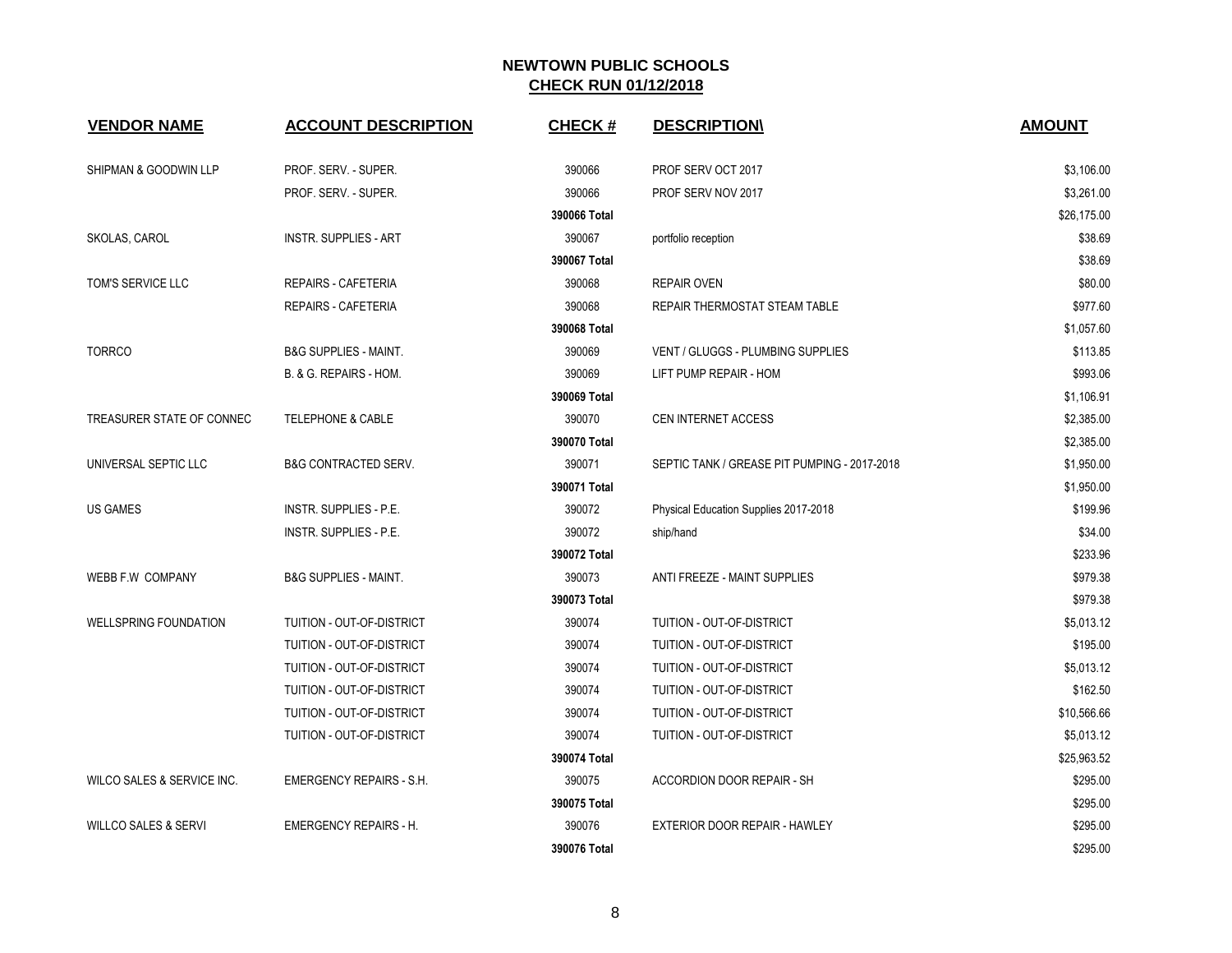**NEWTOWN PUBLIC SCHOOLS**
**CHECK RUN 01/12/2018**

| VENDOR NAME | ACCOUNT DESCRIPTION | CHECK # | DESCRIPTION\ | AMOUNT |
|---|---|---|---|---|
| SHIPMAN & GOODWIN LLP | PROF. SERV. - SUPER. | 390066 | PROF SERV OCT 2017 | $3,106.00 |
| | PROF. SERV. - SUPER. | 390066 | PROF SERV NOV 2017 | $3,261.00 |
| | | **390066 Total** | | $26,175.00 |
| SKOLAS, CAROL | INSTR. SUPPLIES - ART | 390067 | portfolio reception | $38.69 |
| | | **390067 Total** | | $38.69 |
| TOM'S SERVICE LLC | REPAIRS - CAFETERIA | 390068 | REPAIR OVEN | $80.00 |
| | REPAIRS - CAFETERIA | 390068 | REPAIR THERMOSTAT STEAM TABLE | $977.60 |
| | | **390068 Total** | | $1,057.60 |
| TORRCO | B&G SUPPLIES - MAINT. | 390069 | VENT / GLUGGS - PLUMBING SUPPLIES | $113.85 |
| | B. & G. REPAIRS - HOM. | 390069 | LIFT PUMP REPAIR - HOM | $993.06 |
| | | **390069 Total** | | $1,106.91 |
| TREASURER STATE OF CONNEC | TELEPHONE & CABLE | 390070 | CEN INTERNET ACCESS | $2,385.00 |
| | | **390070 Total** | | $2,385.00 |
| UNIVERSAL SEPTIC LLC | B&G CONTRACTED SERV. | 390071 | SEPTIC TANK / GREASE PIT PUMPING - 2017-2018 | $1,950.00 |
| | | **390071 Total** | | $1,950.00 |
| US GAMES | INSTR. SUPPLIES - P.E. | 390072 | Physical Education Supplies 2017-2018 | $199.96 |
| | INSTR. SUPPLIES - P.E. | 390072 | ship/hand | $34.00 |
| | | **390072 Total** | | $233.96 |
| WEBB F.W COMPANY | B&G SUPPLIES - MAINT. | 390073 | ANTI FREEZE - MAINT SUPPLIES | $979.38 |
| | | **390073 Total** | | $979.38 |
| WELLSPRING FOUNDATION | TUITION - OUT-OF-DISTRICT | 390074 | TUITION - OUT-OF-DISTRICT | $5,013.12 |
| | TUITION - OUT-OF-DISTRICT | 390074 | TUITION - OUT-OF-DISTRICT | $195.00 |
| | TUITION - OUT-OF-DISTRICT | 390074 | TUITION - OUT-OF-DISTRICT | $5,013.12 |
| | TUITION - OUT-OF-DISTRICT | 390074 | TUITION - OUT-OF-DISTRICT | $162.50 |
| | TUITION - OUT-OF-DISTRICT | 390074 | TUITION - OUT-OF-DISTRICT | $10,566.66 |
| | TUITION - OUT-OF-DISTRICT | 390074 | TUITION - OUT-OF-DISTRICT | $5,013.12 |
| | | **390074 Total** | | $25,963.52 |
| WILCO SALES & SERVICE INC. | EMERGENCY REPAIRS - S.H. | 390075 | ACCORDION DOOR REPAIR - SH | $295.00 |
| | | **390075 Total** | | $295.00 |
| WILLCO SALES & SERVI | EMERGENCY REPAIRS - H. | 390076 | EXTERIOR DOOR REPAIR - HAWLEY | $295.00 |
| | | **390076 Total** | | $295.00 |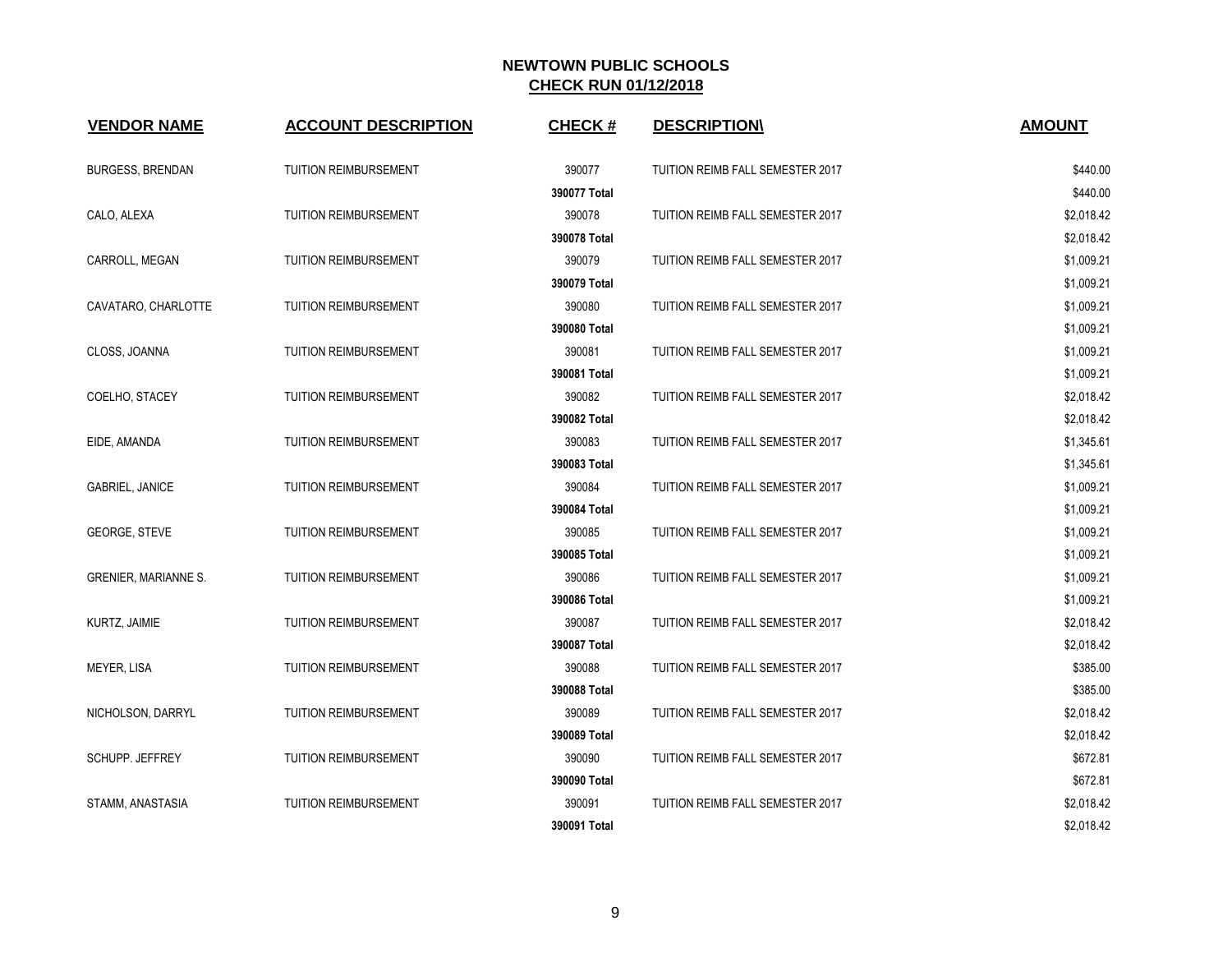**NEWTOWN PUBLIC SCHOOLS**
**CHECK RUN 01/12/2018**

| VENDOR NAME | ACCOUNT DESCRIPTION | CHECK # | DESCRIPTION\ | AMOUNT |
|---|---|---|---|---|
| BURGESS, BRENDAN | TUITION REIMBURSEMENT | 390077 | TUITION REIMB FALL SEMESTER 2017 | $440.00 |
| | | **390077 Total** | | $440.00 |
| CALO, ALEXA | TUITION REIMBURSEMENT | 390078 | TUITION REIMB FALL SEMESTER 2017 | $2,018.42 |
| | | **390078 Total** | | $2,018.42 |
| CARROLL, MEGAN | TUITION REIMBURSEMENT | 390079 | TUITION REIMB FALL SEMESTER 2017 | $1,009.21 |
| | | **390079 Total** | | $1,009.21 |
| CAVATARO, CHARLOTTE | TUITION REIMBURSEMENT | 390080 | TUITION REIMB FALL SEMESTER 2017 | $1,009.21 |
| | | **390080 Total** | | $1,009.21 |
| CLOSS, JOANNA | TUITION REIMBURSEMENT | 390081 | TUITION REIMB FALL SEMESTER 2017 | $1,009.21 |
| | | **390081 Total** | | $1,009.21 |
| COELHO, STACEY | TUITION REIMBURSEMENT | 390082 | TUITION REIMB FALL SEMESTER 2017 | $2,018.42 |
| | | **390082 Total** | | $2,018.42 |
| EIDE, AMANDA | TUITION REIMBURSEMENT | 390083 | TUITION REIMB FALL SEMESTER 2017 | $1,345.61 |
| | | **390083 Total** | | $1,345.61 |
| GABRIEL, JANICE | TUITION REIMBURSEMENT | 390084 | TUITION REIMB FALL SEMESTER 2017 | $1,009.21 |
| | | **390084 Total** | | $1,009.21 |
| GEORGE, STEVE | TUITION REIMBURSEMENT | 390085 | TUITION REIMB FALL SEMESTER 2017 | $1,009.21 |
| | | **390085 Total** | | $1,009.21 |
| GRENIER, MARIANNE S. | TUITION REIMBURSEMENT | 390086 | TUITION REIMB FALL SEMESTER 2017 | $1,009.21 |
| | | **390086 Total** | | $1,009.21 |
| KURTZ, JAIMIE | TUITION REIMBURSEMENT | 390087 | TUITION REIMB FALL SEMESTER 2017 | $2,018.42 |
| | | **390087 Total** | | $2,018.42 |
| MEYER, LISA | TUITION REIMBURSEMENT | 390088 | TUITION REIMB FALL SEMESTER 2017 | $385.00 |
| | | **390088 Total** | | $385.00 |
| NICHOLSON, DARRYL | TUITION REIMBURSEMENT | 390089 | TUITION REIMB FALL SEMESTER 2017 | $2,018.42 |
| | | **390089 Total** | | $2,018.42 |
| SCHUPP. JEFFREY | TUITION REIMBURSEMENT | 390090 | TUITION REIMB FALL SEMESTER 2017 | $672.81 |
| | | **390090 Total** | | $672.81 |
| STAMM, ANASTASIA | TUITION REIMBURSEMENT | 390091 | TUITION REIMB FALL SEMESTER 2017 | $2,018.42 |
| | | **390091 Total** | | $2,018.42 |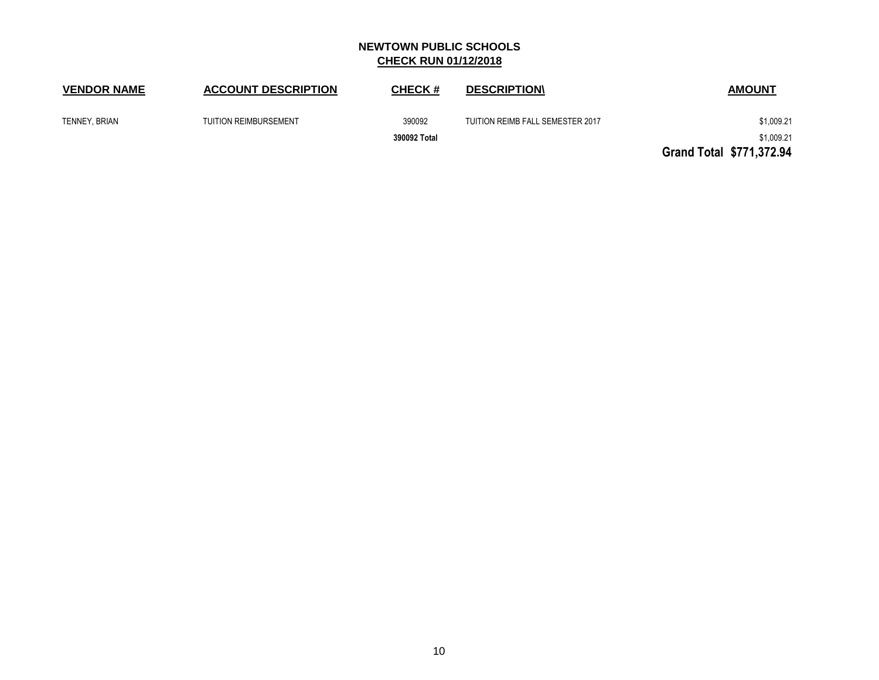**NEWTOWN PUBLIC SCHOOLS**

**CHECK RUN 01/12/2018**

| VENDOR NAME | ACCOUNT DESCRIPTION | CHECK # | DESCRIPTION\ | AMOUNT |
|---|---|---|---|---|
| TENNEY, BRIAN | TUITION REIMBURSEMENT | 390092 | TUITION REIMB FALL SEMESTER 2017 | $1,009.21 |
| | | **390092 Total** | | $1,009.21 |
| | | | **Grand Total** | **$771,372.94** |